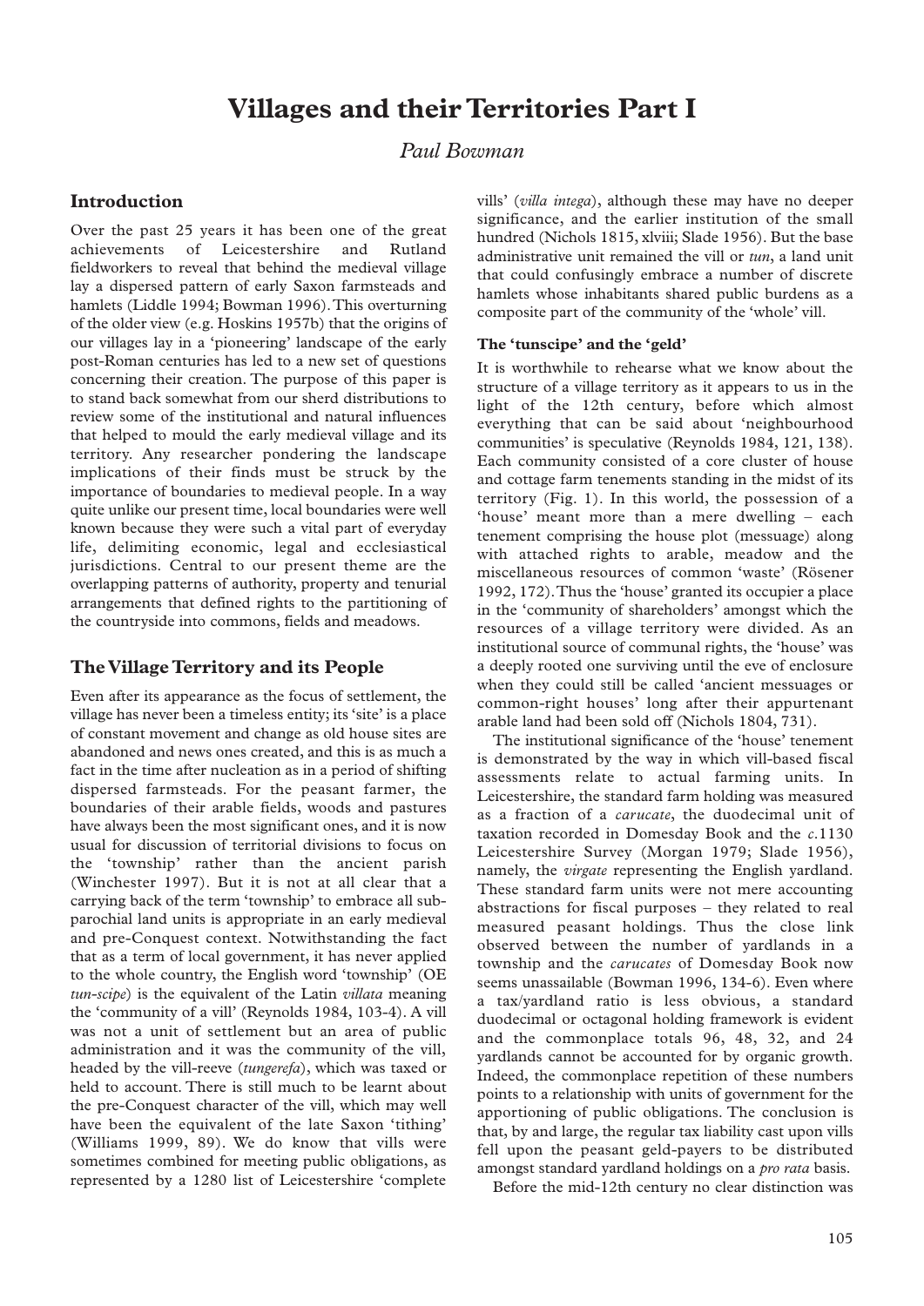# Villages and their Territories Part I

*Paul Bowman*

## Introduction

Over the past 25 years it has been one of the great achievements of Leicestershire and Rutland fieldworkers to reveal that behind the medieval village lay a dispersed pattern of early Saxon farmsteads and hamlets (Liddle 1994; Bowman 1996). This overturning of the older view (e.g. Hoskins 1957b) that the origins of our villages lay in a 'pioneering' landscape of the early post-Roman centuries has led to a new set of questions concerning their creation. The purpose of this paper is to stand back somewhat from our sherd distributions to review some of the institutional and natural influences that helped to mould the early medieval village and its territory. Any researcher pondering the landscape implications of their finds must be struck by the importance of boundaries to medieval people. In a way quite unlike our present time, local boundaries were well known because they were such a vital part of everyday life, delimiting economic, legal and ecclesiastical jurisdictions. Central to our present theme are the overlapping patterns of authority, property and tenurial arrangements that defined rights to the partitioning of the countryside into commons, fields and meadows.

## The Village Territory and its People

Even after its appearance as the focus of settlement, the village has never been a timeless entity; its 'site' is a place of constant movement and change as old house sites are abandoned and news ones created, and this is as much a fact in the time after nucleation as in a period of shifting dispersed farmsteads. For the peasant farmer, the boundaries of their arable fields, woods and pastures have always been the most significant ones, and it is now usual for discussion of territorial divisions to focus on the 'township' rather than the ancient parish (Winchester 1997). But it is not at all clear that a carrying back of the term 'township' to embrace all sub-parochial land units is appropriate in an early medieval and pre-Conquest context. Notwithstanding the fact that as a term of local government, it has never applied to the whole country, the English word 'township' (OE *tun-scipe*) is the equivalent of the Latin *villata* meaning the 'community of a vill' (Reynolds 1984, 103-4). A vill was not a unit of settlement but an area of public administration and it was the community of the vill, headed by the vill-reeve (*tungerefa*), which was taxed or held to account. There is still much to be learnt about the pre-Conquest character of the vill, which may well have been the equivalent of the late Saxon 'tithing' (Williams 1999, 89). We do know that vills were sometimes combined for meeting public obligations, as represented by a 1280 list of Leicestershire 'complete vills' (*villa intega*), although these may have no deeper significance, and the earlier institution of the small hundred (Nichols 1815, xlviii; Slade 1956). But the base administrative unit remained the vill or *tun*, a land unit that could confusingly embrace a number of discrete hamlets whose inhabitants shared public burdens as a composite part of the community of the 'whole' vill.

### The 'tunscipe' and the 'geld'

It is worthwhile to rehearse what we know about the structure of a village territory as it appears to us in the light of the 12th century, before which almost everything that can be said about 'neighbourhood communities' is speculative (Reynolds 1984, 121, 138). Each community consisted of a core cluster of house and cottage farm tenements standing in the midst of its territory (Fig. 1). In this world, the possession of a 'house' meant more than a mere dwelling – each tenement comprising the house plot (messuage) along with attached rights to arable, meadow and the miscellaneous resources of common 'waste' (Rösener 1992, 172). Thus the 'house' granted its occupier a place in the 'community of shareholders' amongst which the resources of a village territory were divided. As an institutional source of communal rights, the 'house' was a deeply rooted one surviving until the eve of enclosure when they could still be called 'ancient messuages or common-right houses' long after their appurtenant arable land had been sold off (Nichols 1804, 731).

The institutional significance of the 'house' tenement is demonstrated by the way in which vill-based fiscal assessments relate to actual farming units. In Leicestershire, the standard farm holding was measured as a fraction of a *carucate*, the duodecimal unit of taxation recorded in Domesday Book and the *c.*1130 Leicestershire Survey (Morgan 1979; Slade 1956), namely, the *virgate* representing the English yardland. These standard farm units were not mere accounting abstractions for fiscal purposes – they related to real measured peasant holdings. Thus the close link observed between the number of yardlands in a township and the *carucates* of Domesday Book now seems unassailable (Bowman 1996, 134-6). Even where a tax/yardland ratio is less obvious, a standard duodecimal or octagonal holding framework is evident and the commonplace totals 96, 48, 32, and 24 yardlands cannot be accounted for by organic growth. Indeed, the commonplace repetition of these numbers points to a relationship with units of government for the apportioning of public obligations. The conclusion is that, by and large, the regular tax liability cast upon vills fell upon the peasant geld-payers to be distributed amongst standard yardland holdings on a *pro rata* basis.

Before the mid-12th century no clear distinction was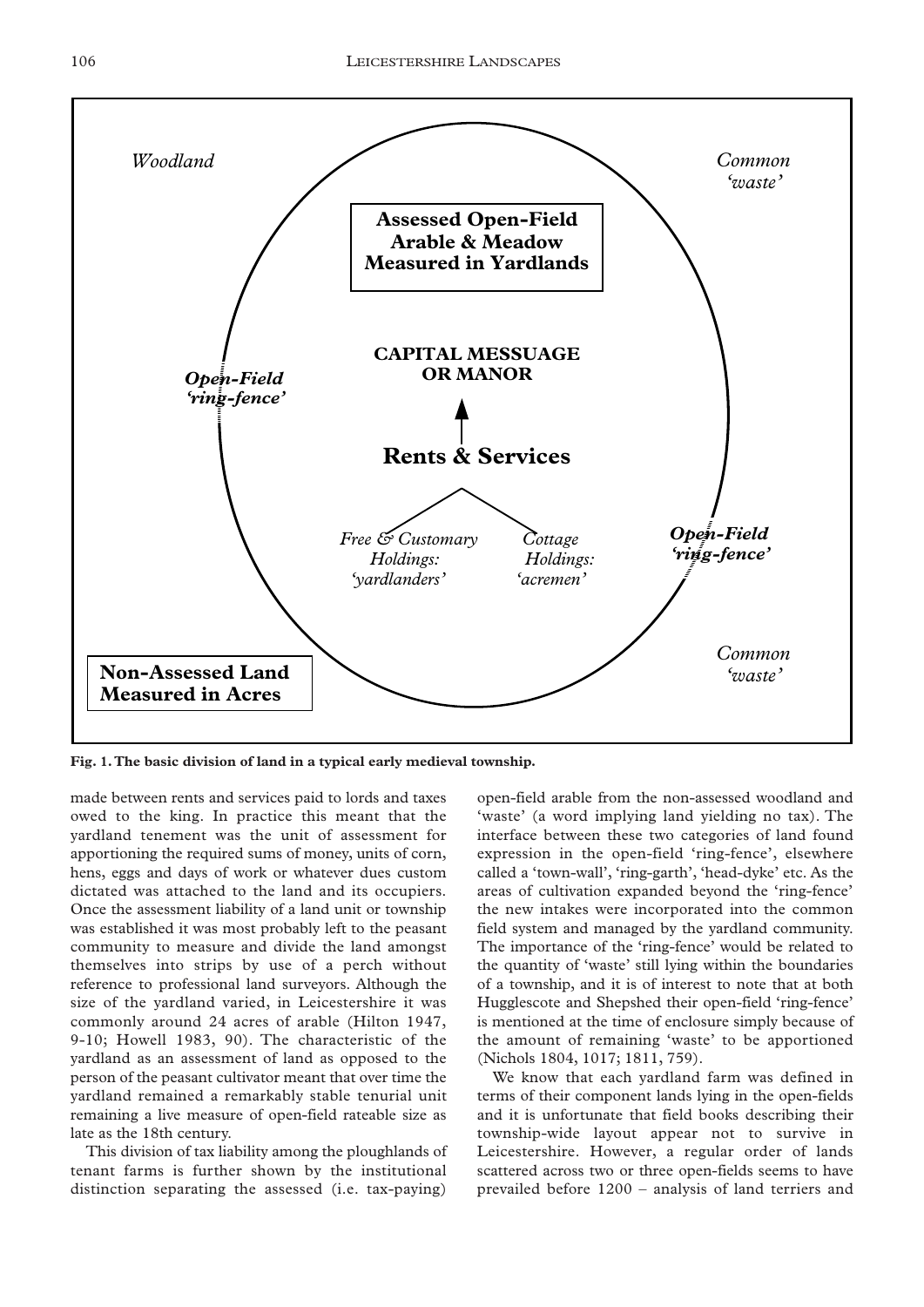**Fig. 1. The basic division of land in a typical early medieval township.**

made between rents and services paid to lords and taxes owed to the king. In practice this meant that the yardland tenement was the unit of assessment for apportioning the required sums of money, units of corn, hens, eggs and days of work or whatever dues custom dictated was attached to the land and its occupiers. Once the assessment liability of a land unit or township was established it was most probably left to the peasant community to measure and divide the land amongst themselves into strips by use of a perch without reference to professional land surveyors. Although the size of the yardland varied, in Leicestershire it was commonly around 24 acres of arable (Hilton 1947, 9-10; Howell 1983, 90). The characteristic of the yardland as an assessment of land as opposed to the person of the peasant cultivator meant that over time the yardland remained a remarkably stable tenurial unit remaining a live measure of open-field rateable size as late as the 18th century.

This division of tax liability among the ploughlands of tenant farms is further shown by the institutional distinction separating the assessed (i.e. tax-paying) open-field arable from the non-assessed woodland and 'waste' (a word implying land yielding no tax). The interface between these two categories of land found expression in the open-field 'ring-fence', elsewhere called a 'town-wall', 'ring-garth', 'head-dyke' etc. As the areas of cultivation expanded beyond the 'ring-fence' the new intakes were incorporated into the common field system and managed by the yardland community. The importance of the 'ring-fence' would be related to the quantity of 'waste' still lying within the boundaries of a township, and it is of interest to note that at both Hugglescote and Shepshed their open-field 'ring-fence' is mentioned at the time of enclosure simply because of the amount of remaining 'waste' to be apportioned (Nichols 1804, 1017; 1811, 759).

We know that each yardland farm was defined in terms of their component lands lying in the open-fields and it is unfortunate that field books describing their township-wide layout appear not to survive in Leicestershire. However, a regular order of lands scattered across two or three open-fields seems to have prevailed before 1200 – analysis of land terriers and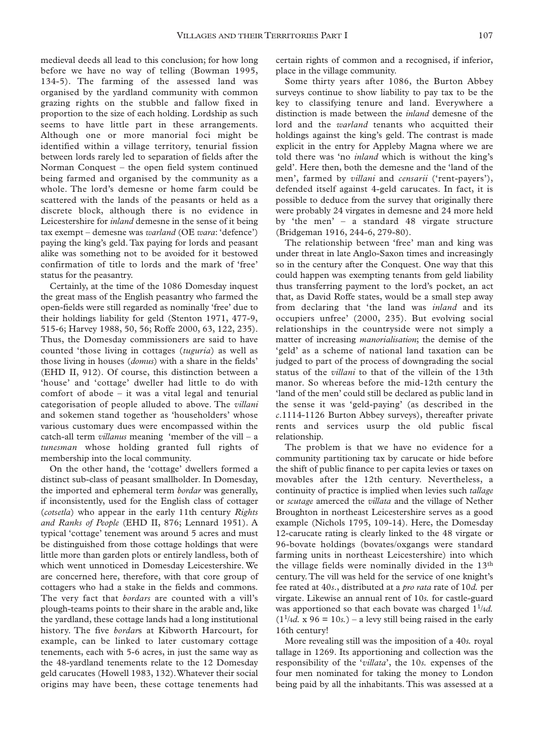medieval deeds all lead to this conclusion; for how long before we have no way of telling (Bowman 1995, 134-5). The farming of the assessed land was organised by the yardland community with common grazing rights on the stubble and fallow fixed in proportion to the size of each holding. Lordship as such seems to have little part in these arrangements. Although one or more manorial foci might be identified within a village territory, tenurial fission between lords rarely led to separation of fields after the Norman Conquest – the open field system continued being farmed and organised by the community as a whole. The lord's demesne or home farm could be scattered with the lands of the peasants or held as a discrete block, although there is no evidence in Leicestershire for *inland* demesne in the sense of it being tax exempt – demesne was *warland* (OE *wara*: 'defence') paying the king's geld. Tax paying for lords and peasant alike was something not to be avoided for it bestowed confirmation of title to lords and the mark of 'free' status for the peasantry.

Certainly, at the time of the 1086 Domesday inquest the great mass of the English peasantry who farmed the open-fields were still regarded as nominally 'free' due to their holdings liability for geld (Stenton 1971, 477-9, 515-6; Harvey 1988, 50, 56; Roffe 2000, 63, 122, 235). Thus, the Domesday commissioners are said to have counted 'those living in cottages (*tuguria*) as well as those living in houses (*domus*) with a share in the fields' (EHD II, 912). Of course, this distinction between a 'house' and 'cottage' dweller had little to do with comfort of abode – it was a vital legal and tenurial categorisation of people alluded to above. The *villani* and sokemen stand together as 'householders' whose various customary dues were encompassed within the catch-all term *villanus* meaning 'member of the vill – a *tunesman* whose holding granted full rights of membership into the local community.

On the other hand, the 'cottage' dwellers formed a distinct sub-class of peasant smallholder. In Domesday, the imported and ephemeral term *bordar* was generally, if inconsistently, used for the English class of cottager (*cotsetla*) who appear in the early 11th century *Rights and Ranks of People* (EHD II, 876; Lennard 1951). A typical 'cottage' tenement was around 5 acres and must be distinguished from those cottage holdings that were little more than garden plots or entirely landless, both of which went unnoticed in Domesday Leicestershire. We are concerned here, therefore, with that core group of cottagers who had a stake in the fields and commons. The very fact that *bordars* are counted with a vill's plough-teams points to their share in the arable and, like the yardland, these cottage lands had a long institutional history. The five *bordar*s at Kibworth Harcourt, for example, can be linked to later customary cottage tenements, each with 5-6 acres, in just the same way as the 48-yardland tenements relate to the 12 Domesday geld carucates (Howell 1983, 132). Whatever their social origins may have been, these cottage tenements had certain rights of common and a recognised, if inferior, place in the village community.

Some thirty years after 1086, the Burton Abbey surveys continue to show liability to pay tax to be the key to classifying tenure and land. Everywhere a distinction is made between the *inland* demesne of the lord and the *warland* tenants who acquitted their holdings against the king's geld. The contrast is made explicit in the entry for Appleby Magna where we are told there was 'no *inland* which is without the king's geld'. Here then, both the demesne and the 'land of the men', farmed by *villani* and *censarii* ('rent-payers'), defended itself against 4-geld carucates. In fact, it is possible to deduce from the survey that originally there were probably 24 virgates in demesne and 24 more held by 'the men' – a standard 48 virgate structure (Bridgeman 1916, 244-6, 279-80).

The relationship between 'free' man and king was under threat in late Anglo-Saxon times and increasingly so in the century after the Conquest. One way that this could happen was exempting tenants from geld liability thus transferring payment to the lord's pocket, an act that, as David Roffe states, would be a small step away from declaring that 'the land was *inland* and its occupiers unfree' (2000, 235). But evolving social relationships in the countryside were not simply a matter of increasing *manorialisation*; the demise of the 'geld' as a scheme of national land taxation can be judged to part of the process of downgrading the social status of the *villani* to that of the villein of the 13th manor. So whereas before the mid-12th century the 'land of the men' could still be declared as public land in the sense it was 'geld-paying' (as described in the *c*.1114-1126 Burton Abbey surveys), thereafter private rents and services usurp the old public fiscal relationship.

The problem is that we have no evidence for a community partitioning tax by carucate or hide before the shift of public finance to per capita levies or taxes on movables after the 12th century. Nevertheless, a continuity of practice is implied when levies such *tallage* or *scutage* amerced the *villata* and the village of Nether Broughton in northeast Leicestershire serves as a good example (Nichols 1795, 109-14). Here, the Domesday 12-carucate rating is clearly linked to the 48 virgate or 96-bovate holdings (bovates/oxgangs were standard farming units in northeast Leicestershire) into which the village fields were nominally divided in the 13th century. The vill was held for the service of one knight's fee rated at 40*s*., distributed at a *pro rata* rate of 10*d.* per virgate. Likewise an annual rent of 10*s.* for castle-guard was apportioned so that each bovate was charged $1^{1}/_{4}d.$ ($1^{1}/_{4}d.$ x 96 = 10*s.*) – a levy still being raised in the early 16th century!

More revealing still was the imposition of a 40*s.* royal tallage in 1269. Its apportioning and collection was the responsibility of the '*villata*', the 10*s.* expenses of the four men nominated for taking the money to London being paid by all the inhabitants. This was assessed at a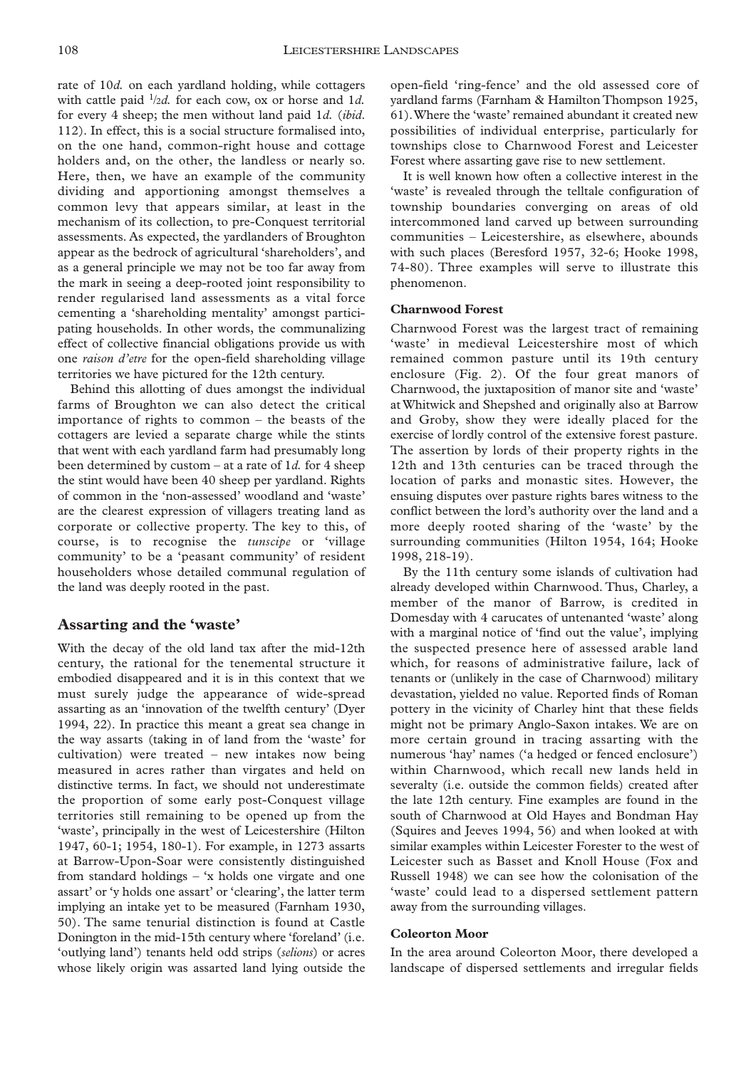rate of 10*d.* on each yardland holding, while cottagers with cattle paid ½*d.* for each cow, ox or horse and 1*d.* for every 4 sheep; the men without land paid 1*d.* (*ibid.* 112). In effect, this is a social structure formalised into, on the one hand, common-right house and cottage holders and, on the other, the landless or nearly so. Here, then, we have an example of the community dividing and apportioning amongst themselves a common levy that appears similar, at least in the mechanism of its collection, to pre-Conquest territorial assessments. As expected, the yardlanders of Broughton appear as the bedrock of agricultural 'shareholders', and as a general principle we may not be too far away from the mark in seeing a deep-rooted joint responsibility to render regularised land assessments as a vital force cementing a 'shareholding mentality' amongst participating households. In other words, the communalizing effect of collective financial obligations provide us with one *raison d'etre* for the open-field shareholding village territories we have pictured for the 12th century.

Behind this allotting of dues amongst the individual farms of Broughton we can also detect the critical importance of rights to common – the beasts of the cottagers are levied a separate charge while the stints that went with each yardland farm had presumably long been determined by custom – at a rate of 1*d.* for 4 sheep the stint would have been 40 sheep per yardland. Rights of common in the 'non-assessed' woodland and 'waste' are the clearest expression of villagers treating land as corporate or collective property. The key to this, of course, is to recognise the *tunscipe* or 'village community' to be a 'peasant community' of resident householders whose detailed communal regulation of the land was deeply rooted in the past.

## Assarting and the 'waste'

With the decay of the old land tax after the mid-12th century, the rational for the tenemental structure it embodied disappeared and it is in this context that we must surely judge the appearance of wide-spread assarting as an 'innovation of the twelfth century' (Dyer 1994, 22). In practice this meant a great sea change in the way assarts (taking in of land from the 'waste' for cultivation) were treated – new intakes now being measured in acres rather than virgates and held on distinctive terms. In fact, we should not underestimate the proportion of some early post-Conquest village territories still remaining to be opened up from the 'waste', principally in the west of Leicestershire (Hilton 1947, 60-1; 1954, 180-1). For example, in 1273 assarts at Barrow-Upon-Soar were consistently distinguished from standard holdings – 'x holds one virgate and one assart' or 'y holds one assart' or 'clearing', the latter term implying an intake yet to be measured (Farnham 1930, 50). The same tenurial distinction is found at Castle Donington in the mid-15th century where 'foreland' (i.e. 'outlying land') tenants held odd strips (*selions*) or acres whose likely origin was assarted land lying outside the open-field 'ring-fence' and the old assessed core of yardland farms (Farnham & Hamilton Thompson 1925, 61). Where the 'waste' remained abundant it created new possibilities of individual enterprise, particularly for townships close to Charnwood Forest and Leicester Forest where assarting gave rise to new settlement.

It is well known how often a collective interest in the 'waste' is revealed through the telltale configuration of township boundaries converging on areas of old intercommoned land carved up between surrounding communities – Leicestershire, as elsewhere, abounds with such places (Beresford 1957, 32-6; Hooke 1998, 74-80). Three examples will serve to illustrate this phenomenon.

### Charnwood Forest

Charnwood Forest was the largest tract of remaining 'waste' in medieval Leicestershire most of which remained common pasture until its 19th century enclosure (Fig. 2). Of the four great manors of Charnwood, the juxtaposition of manor site and 'waste' at Whitwick and Shepshed and originally also at Barrow and Groby, show they were ideally placed for the exercise of lordly control of the extensive forest pasture. The assertion by lords of their property rights in the 12th and 13th centuries can be traced through the location of parks and monastic sites. However, the ensuing disputes over pasture rights bares witness to the conflict between the lord's authority over the land and a more deeply rooted sharing of the 'waste' by the surrounding communities (Hilton 1954, 164; Hooke 1998, 218-19).

By the 11th century some islands of cultivation had already developed within Charnwood. Thus, Charley, a member of the manor of Barrow, is credited in Domesday with 4 carucates of untenanted 'waste' along with a marginal notice of 'find out the value', implying the suspected presence here of assessed arable land which, for reasons of administrative failure, lack of tenants or (unlikely in the case of Charnwood) military devastation, yielded no value. Reported finds of Roman pottery in the vicinity of Charley hint that these fields might not be primary Anglo-Saxon intakes. We are on more certain ground in tracing assarting with the numerous 'hay' names ('a hedged or fenced enclosure') within Charnwood, which recall new lands held in severalty (i.e. outside the common fields) created after the late 12th century. Fine examples are found in the south of Charnwood at Old Hayes and Bondman Hay (Squires and Jeeves 1994, 56) and when looked at with similar examples within Leicester Forester to the west of Leicester such as Basset and Knoll House (Fox and Russell 1948) we can see how the colonisation of the 'waste' could lead to a dispersed settlement pattern away from the surrounding villages.

### Coleorton Moor

In the area around Coleorton Moor, there developed a landscape of dispersed settlements and irregular fields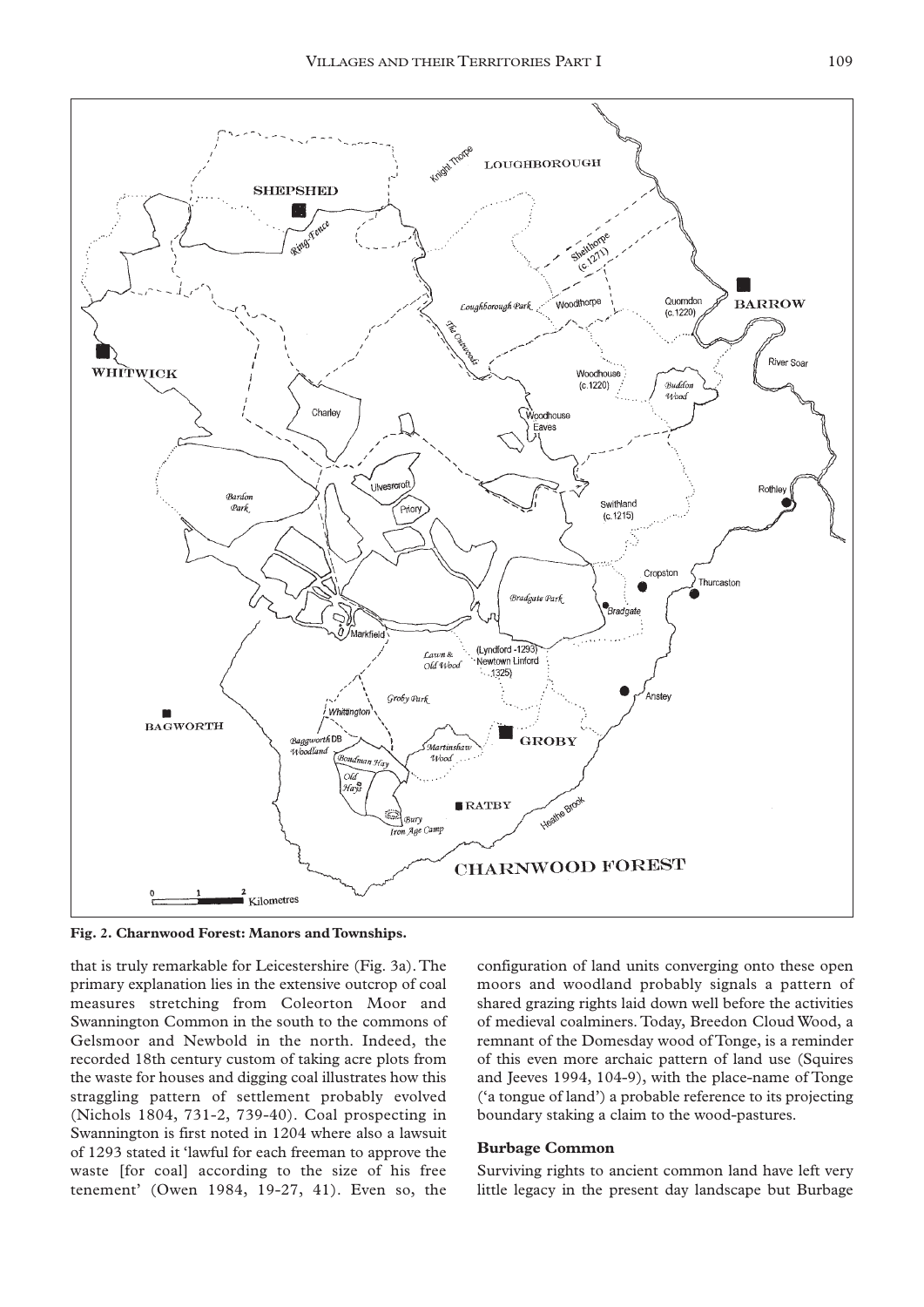**Fig. 2. Charnwood Forest: Manors and Townships.**

that is truly remarkable for Leicestershire (Fig. 3a). The primary explanation lies in the extensive outcrop of coal measures stretching from Coleorton Moor and Swannington Common in the south to the commons of Gelsmoor and Newbold in the north. Indeed, the recorded 18th century custom of taking acre plots from the waste for houses and digging coal illustrates how this straggling pattern of settlement probably evolved (Nichols 1804, 731-2, 739-40). Coal prospecting in Swannington is first noted in 1204 where also a lawsuit of 1293 stated it 'lawful for each freeman to approve the waste [for coal] according to the size of his free tenement' (Owen 1984, 19-27, 41). Even so, the configuration of land units converging onto these open moors and woodland probably signals a pattern of shared grazing rights laid down well before the activities of medieval coalminers. Today, Breedon Cloud Wood, a remnant of the Domesday wood of Tonge, is a reminder of this even more archaic pattern of land use (Squires and Jeeves 1994, 104-9), with the place-name of Tonge ('a tongue of land') a probable reference to its projecting boundary staking a claim to the wood-pastures.

### Burbage Common

Surviving rights to ancient common land have left very little legacy in the present day landscape but Burbage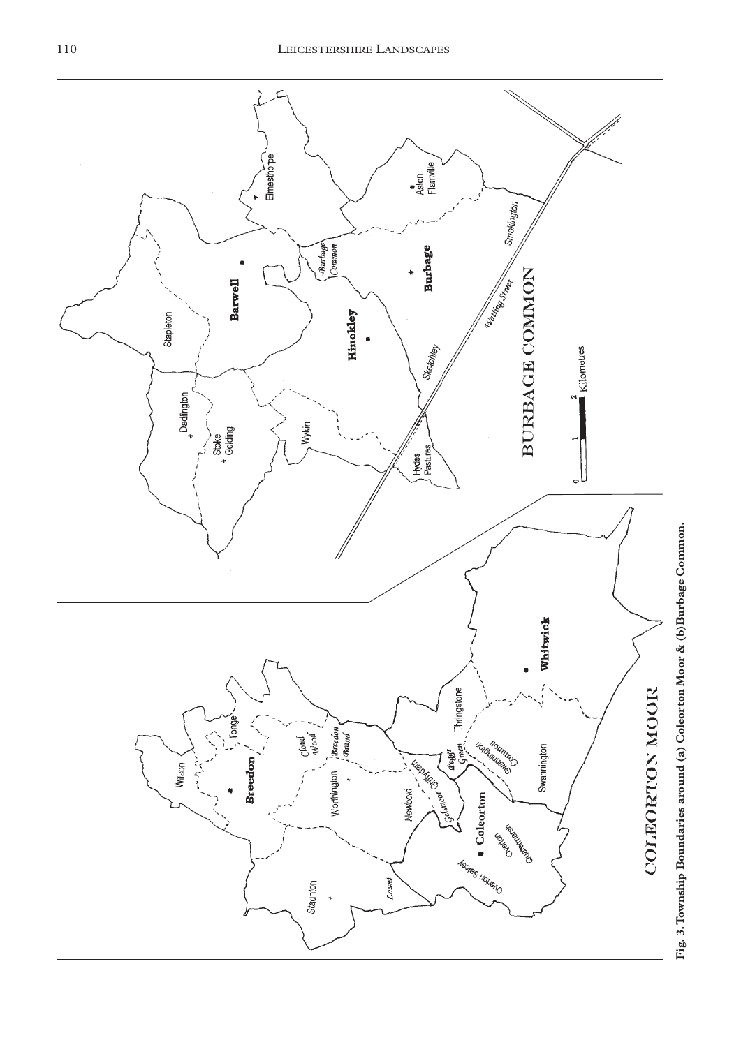**Fig. 3. Township Boundaries around (a) Coleorton Moor & (b) Burbage Common.**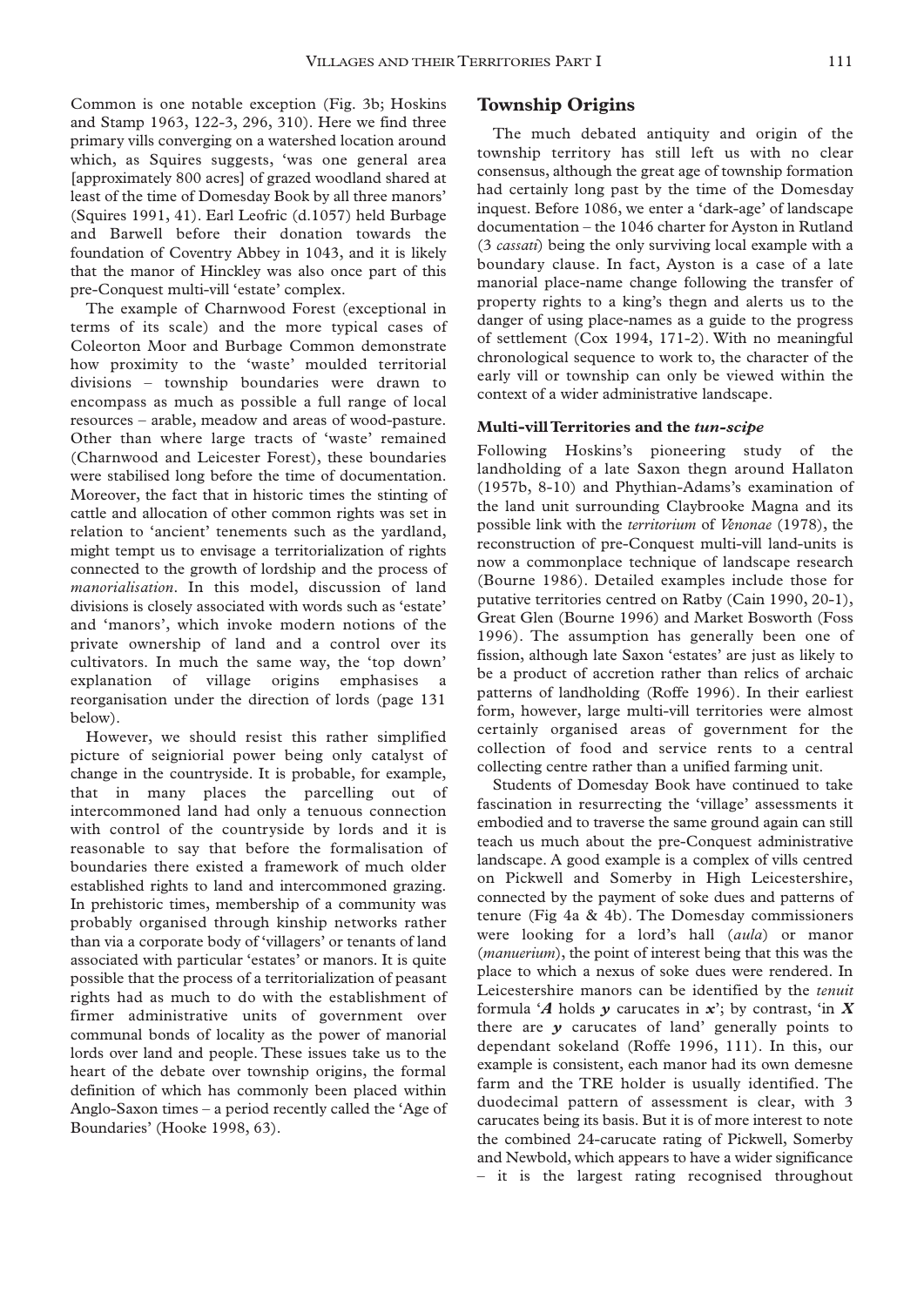Common is one notable exception (Fig. 3b; Hoskins and Stamp 1963, 122-3, 296, 310). Here we find three primary vills converging on a watershed location around which, as Squires suggests, 'was one general area [approximately 800 acres] of grazed woodland shared at least of the time of Domesday Book by all three manors' (Squires 1991, 41). Earl Leofric (d.1057) held Burbage and Barwell before their donation towards the foundation of Coventry Abbey in 1043, and it is likely that the manor of Hinckley was also once part of this pre-Conquest multi-vill 'estate' complex.

The example of Charnwood Forest (exceptional in terms of its scale) and the more typical cases of Coleorton Moor and Burbage Common demonstrate how proximity to the 'waste' moulded territorial divisions – township boundaries were drawn to encompass as much as possible a full range of local resources – arable, meadow and areas of wood-pasture. Other than where large tracts of 'waste' remained (Charnwood and Leicester Forest), these boundaries were stabilised long before the time of documentation. Moreover, the fact that in historic times the stinting of cattle and allocation of other common rights was set in relation to 'ancient' tenements such as the yardland, might tempt us to envisage a territorialization of rights connected to the growth of lordship and the process of *manorialisation*. In this model, discussion of land divisions is closely associated with words such as 'estate' and 'manors', which invoke modern notions of the private ownership of land and a control over its cultivators. In much the same way, the 'top down' explanation of village origins emphasises a reorganisation under the direction of lords (page 131 below).

However, we should resist this rather simplified picture of seigniorial power being only catalyst of change in the countryside. It is probable, for example, that in many places the parcelling out of intercommoned land had only a tenuous connection with control of the countryside by lords and it is reasonable to say that before the formalisation of boundaries there existed a framework of much older established rights to land and intercommoned grazing. In prehistoric times, membership of a community was probably organised through kinship networks rather than via a corporate body of 'villagers' or tenants of land associated with particular 'estates' or manors. It is quite possible that the process of a territorialization of peasant rights had as much to do with the establishment of firmer administrative units of government over communal bonds of locality as the power of manorial lords over land and people. These issues take us to the heart of the debate over township origins, the formal definition of which has commonly been placed within Anglo-Saxon times – a period recently called the 'Age of Boundaries' (Hooke 1998, 63).

## Township Origins

The much debated antiquity and origin of the township territory has still left us with no clear consensus, although the great age of township formation had certainly long past by the time of the Domesday inquest. Before 1086, we enter a 'dark-age' of landscape documentation – the 1046 charter for Ayston in Rutland (3 *cassati*) being the only surviving local example with a boundary clause. In fact, Ayston is a case of a late manorial place-name change following the transfer of property rights to a king's thegn and alerts us to the danger of using place-names as a guide to the progress of settlement (Cox 1994, 171-2). With no meaningful chronological sequence to work to, the character of the early vill or township can only be viewed within the context of a wider administrative landscape.

### Multi-vill Territories and the *tun-scipe*

Following Hoskins's pioneering study of the landholding of a late Saxon thegn around Hallaton (1957b, 8-10) and Phythian-Adams's examination of the land unit surrounding Claybrooke Magna and its possible link with the *territorium* of *Venonae* (1978), the reconstruction of pre-Conquest multi-vill land-units is now a commonplace technique of landscape research (Bourne 1986). Detailed examples include those for putative territories centred on Ratby (Cain 1990, 20-1), Great Glen (Bourne 1996) and Market Bosworth (Foss 1996). The assumption has generally been one of fission, although late Saxon 'estates' are just as likely to be a product of accretion rather than relics of archaic patterns of landholding (Roffe 1996). In their earliest form, however, large multi-vill territories were almost certainly organised areas of government for the collection of food and service rents to a central collecting centre rather than a unified farming unit.

Students of Domesday Book have continued to take fascination in resurrecting the 'village' assessments it embodied and to traverse the same ground again can still teach us much about the pre-Conquest administrative landscape. A good example is a complex of vills centred on Pickwell and Somerby in High Leicestershire, connected by the payment of soke dues and patterns of tenure (Fig 4a & 4b). The Domesday commissioners were looking for a lord's hall (*aula*) or manor (*manuerium*), the point of interest being that this was the place to which a nexus of soke dues were rendered. In Leicestershire manors can be identified by the *tenuit* formula '***A*** holds ***y*** carucates in ***x***'; by contrast, 'in ***X*** there are ***y*** carucates of land' generally points to dependant sokeland (Roffe 1996, 111). In this, our example is consistent, each manor had its own demesne farm and the TRE holder is usually identified. The duodecimal pattern of assessment is clear, with 3 carucates being its basis. But it is of more interest to note the combined 24-carucate rating of Pickwell, Somerby and Newbold, which appears to have a wider significance – it is the largest rating recognised throughout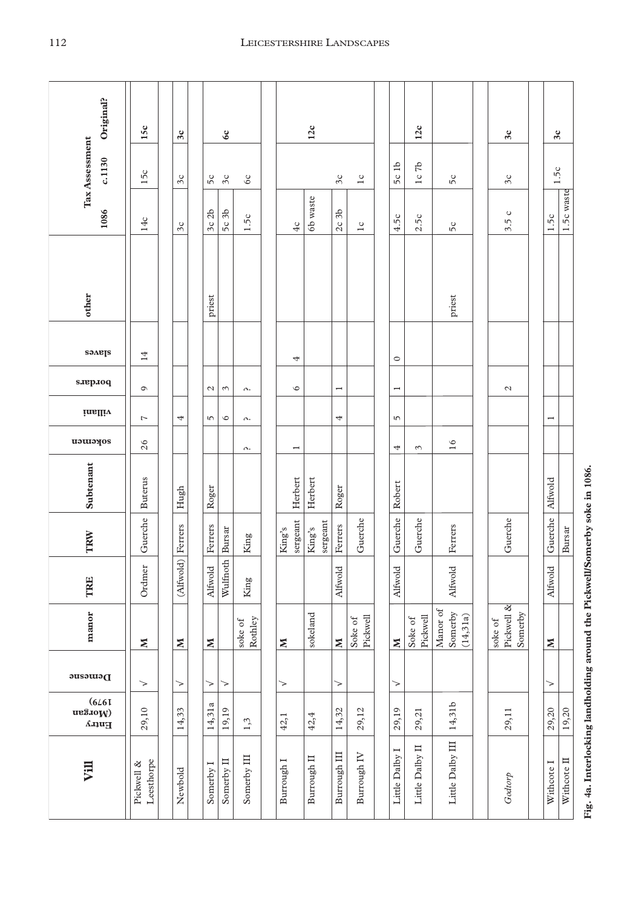| Vill | Entry (Morgan 1979) | Demesne | manor | TRE | TRW | Subtenant | sokemen | villani | bordars | slaves | other | Tax Assessment 1086 | c.1130 | Original? |
|---|---|---|---|---|---|---|---|---|---|---|---|---|---|---|
| Pickwell & Leesthorpe | 29,10 | √ | M | Ordmer | Guerche | Buterus | 26 | 7 | 9 | 14 | | 14c | 15c | **15c** |
| Newbold | 14,33 | √ | M | (Alfwold) | Ferrers | Hugh | | 4 | | | | 3c | 3c | **3c** |
| Somerby I | 14,31a | √ | M | Alfwold | Ferrers | Roger | | 5 | 2 | | priest | 3c 2b | 5c | **6c** |
| Somerby II | 19,19 | √ | | Wulfnoth | Bursar | | | 6 | 3 | | | 5c 3b | 3c | |
| Somerby III | 1,3 | | soke of Rothley | King | King | | ? | ? | ? | | | 1.5c | 6c | |
| Burrough I | 42,1 | √ | M | | King's sergeant | Herbert | 1 | | 6 | 4 | | 4c | | **12c** |
| Burrough II | 42,4 | | sokeland | | King's sergeant | Herbert | | | | | | 6b waste | | |
| Burrough III | 14,32 | √ | M | Alfwold | Ferrers | Roger | | 4 | 1 | | | 2c 3b | 3c | |
| Burrough IV | 29,12 | | Soke of Pickwell | | Guerche | | | | | | | 1c | 1c | |
| Little Dalby I | 29,19 | √ | M | Alfwold | Guerche | Robert | 4 | 5 | 1 | 0 | | 4.5c | 5c 1b | **12c** |
| Little Dalby II | 29,21 | | Soke of Pickwell | | Guerche | | 3 | | | | | 2.5c | 1c 7b | |
| Little Dalby III | 14,31b | | Manor of Somerby (14,31a) | Alfwold | Ferrers | | 16 | | | | priest | 5c | 5c | |
| *Godtorp* | 29,11 | | soke of Pickwell & Somerby | | Guerche | | | | 2 | | | 3.5 c | 3c | **3c** |
| Withcote I | 29,20 | √ | M | Alfwold | Guerche | Alfwold | | 1 | | | | 1.5c | 1.5c | **3c** |
| Withcote II | 19,20 | | | | Bursar | | | | | | | 1.5c waste | | |

**Fig. 4a. Interlocking landholding around the Pickwell/Somerby soke in 1086.**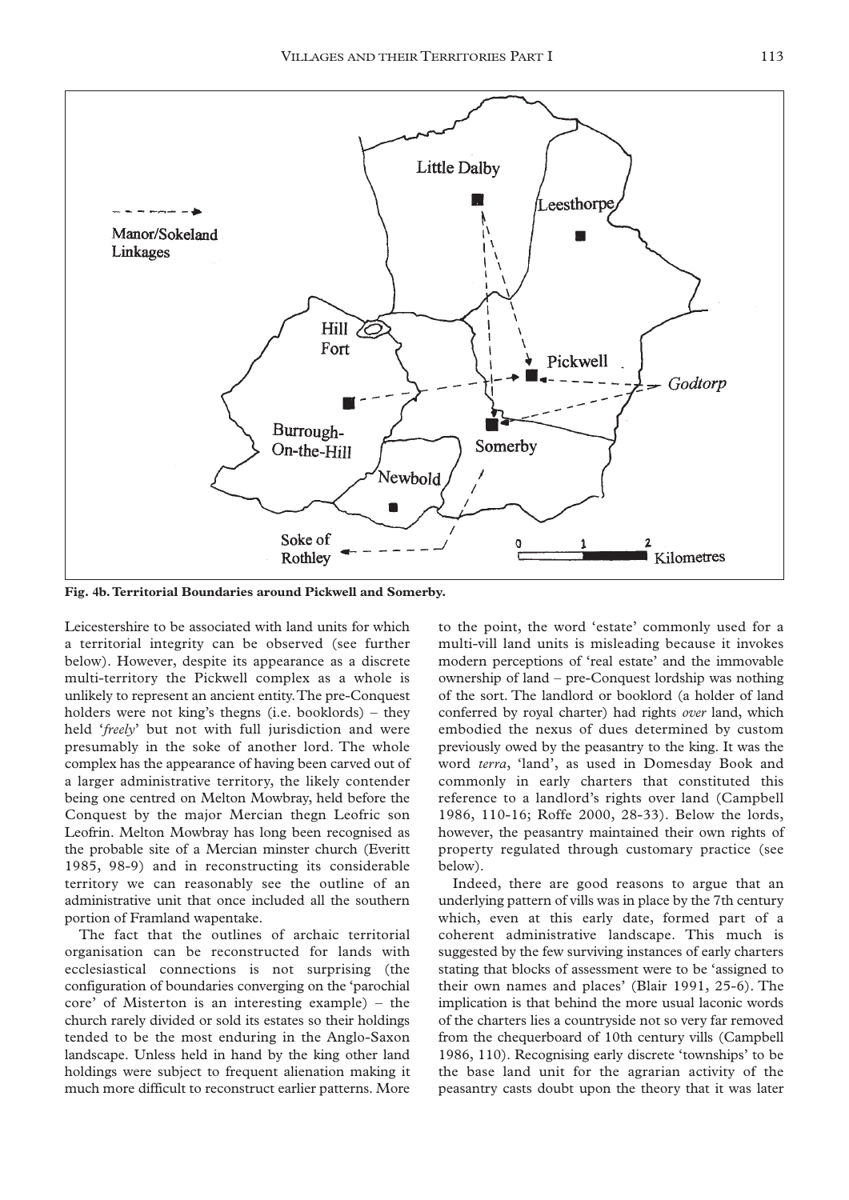**Fig. 4b. Territorial Boundaries around Pickwell and Somerby.**

Leicestershire to be associated with land units for which a territorial integrity can be observed (see further below). However, despite its appearance as a discrete multi-territory the Pickwell complex as a whole is unlikely to represent an ancient entity. The pre-Conquest holders were not king's thegns (i.e. booklords) – they held '*freely*' but not with full jurisdiction and were presumably in the soke of another lord. The whole complex has the appearance of having been carved out of a larger administrative territory, the likely contender being one centred on Melton Mowbray, held before the Conquest by the major Mercian thegn Leofric son Leofrin. Melton Mowbray has long been recognised as the probable site of a Mercian minster church (Everitt 1985, 98-9) and in reconstructing its considerable territory we can reasonably see the outline of an administrative unit that once included all the southern portion of Framland wapentake.

The fact that the outlines of archaic territorial organisation can be reconstructed for lands with ecclesiastical connections is not surprising (the configuration of boundaries converging on the 'parochial core' of Misterton is an interesting example) – the church rarely divided or sold its estates so their holdings tended to be the most enduring in the Anglo-Saxon landscape. Unless held in hand by the king other land holdings were subject to frequent alienation making it much more difficult to reconstruct earlier patterns. More to the point, the word 'estate' commonly used for a multi-vill land units is misleading because it invokes modern perceptions of 'real estate' and the immovable ownership of land – pre-Conquest lordship was nothing of the sort. The landlord or booklord (a holder of land conferred by royal charter) had rights *over* land, which embodied the nexus of dues determined by custom previously owed by the peasantry to the king. It was the word *terra*, 'land', as used in Domesday Book and commonly in early charters that constituted this reference to a landlord's rights over land (Campbell 1986, 110-16; Roffe 2000, 28-33). Below the lords, however, the peasantry maintained their own rights of property regulated through customary practice (see below).

Indeed, there are good reasons to argue that an underlying pattern of vills was in place by the 7th century which, even at this early date, formed part of a coherent administrative landscape. This much is suggested by the few surviving instances of early charters stating that blocks of assessment were to be 'assigned to their own names and places' (Blair 1991, 25-6). The implication is that behind the more usual laconic words of the charters lies a countryside not so very far removed from the chequerboard of 10th century vills (Campbell 1986, 110). Recognising early discrete 'townships' to be the base land unit for the agrarian activity of the peasantry casts doubt upon the theory that it was later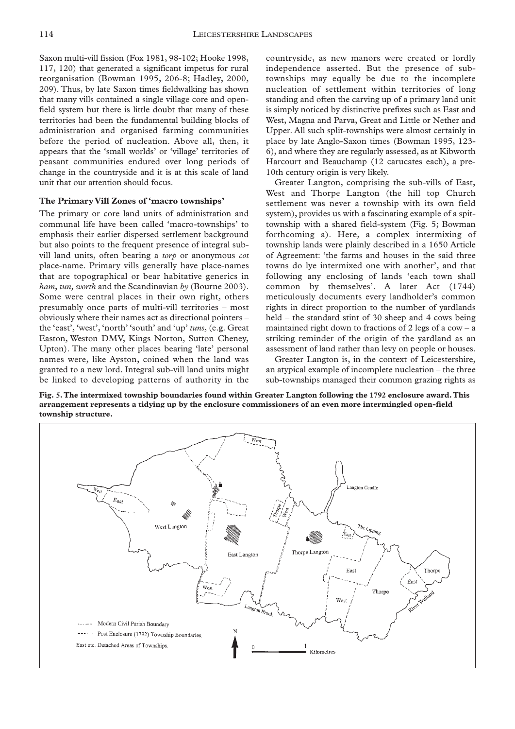Saxon multi-vill fission (Fox 1981, 98-102; Hooke 1998, 117, 120) that generated a significant impetus for rural reorganisation (Bowman 1995, 206-8; Hadley, 2000, 209). Thus, by late Saxon times fieldwalking has shown that many vills contained a single village core and open-field system but there is little doubt that many of these territories had been the fundamental building blocks of administration and organised farming communities before the period of nucleation. Above all, then, it appears that the 'small worlds' or 'village' territories of peasant communities endured over long periods of change in the countryside and it is at this scale of land unit that our attention should focus.

### The Primary Vill Zones of 'macro townships'

The primary or core land units of administration and communal life have been called 'macro-townships' to emphasis their earlier dispersed settlement background but also points to the frequent presence of integral sub-vill land units, often bearing a *torp* or anonymous *cot* place-name. Primary vills generally have place-names that are topographical or bear habitative generics in *ham*, *tun, worth* and the Scandinavian *by* (Bourne 2003). Some were central places in their own right, others presumably once parts of multi-vill territories – most obviously where their names act as directional pointers – the 'east', 'west', 'north' 'south' and 'up' *tuns*, (e.g. Great Easton, Weston DMV, Kings Norton, Sutton Cheney, Upton). The many other places bearing 'late' personal names were, like Ayston, coined when the land was granted to a new lord. Integral sub-vill land units might be linked to developing patterns of authority in the countryside, as new manors were created or lordly independence asserted. But the presence of sub-townships may equally be due to the incomplete nucleation of settlement within territories of long standing and often the carving up of a primary land unit is simply noticed by distinctive prefixes such as East and West, Magna and Parva, Great and Little or Nether and Upper. All such split-townships were almost certainly in place by late Anglo-Saxon times (Bowman 1995, 123-6), and where they are regularly assessed, as at Kibworth Harcourt and Beauchamp (12 carucates each), a pre-10th century origin is very likely.

Greater Langton, comprising the sub-vills of East, West and Thorpe Langton (the hill top Church settlement was never a township with its own field system), provides us with a fascinating example of a spit-township with a shared field-system (Fig. 5; Bowman forthcoming a). Here, a complex intermixing of township lands were plainly described in a 1650 Article of Agreement: 'the farms and houses in the said three towns do lye intermixed one with another', and that following any enclosing of lands 'each town shall common by themselves'. A later Act (1744) meticulously documents every landholder's common rights in direct proportion to the number of yardlands held – the standard stint of 30 sheep and 4 cows being maintained right down to fractions of 2 legs of a cow – a striking reminder of the origin of the yardland as an assessment of land rather than levy on people or houses.

Greater Langton is, in the context of Leicestershire, an atypical example of incomplete nucleation – the three sub-townships managed their common grazing rights as

**Fig. 5. The intermixed township boundaries found within Greater Langton following the 1792 enclosure award. This arrangement represents a tidying up by the enclosure commissioners of an even more intermingled open-field township structure.**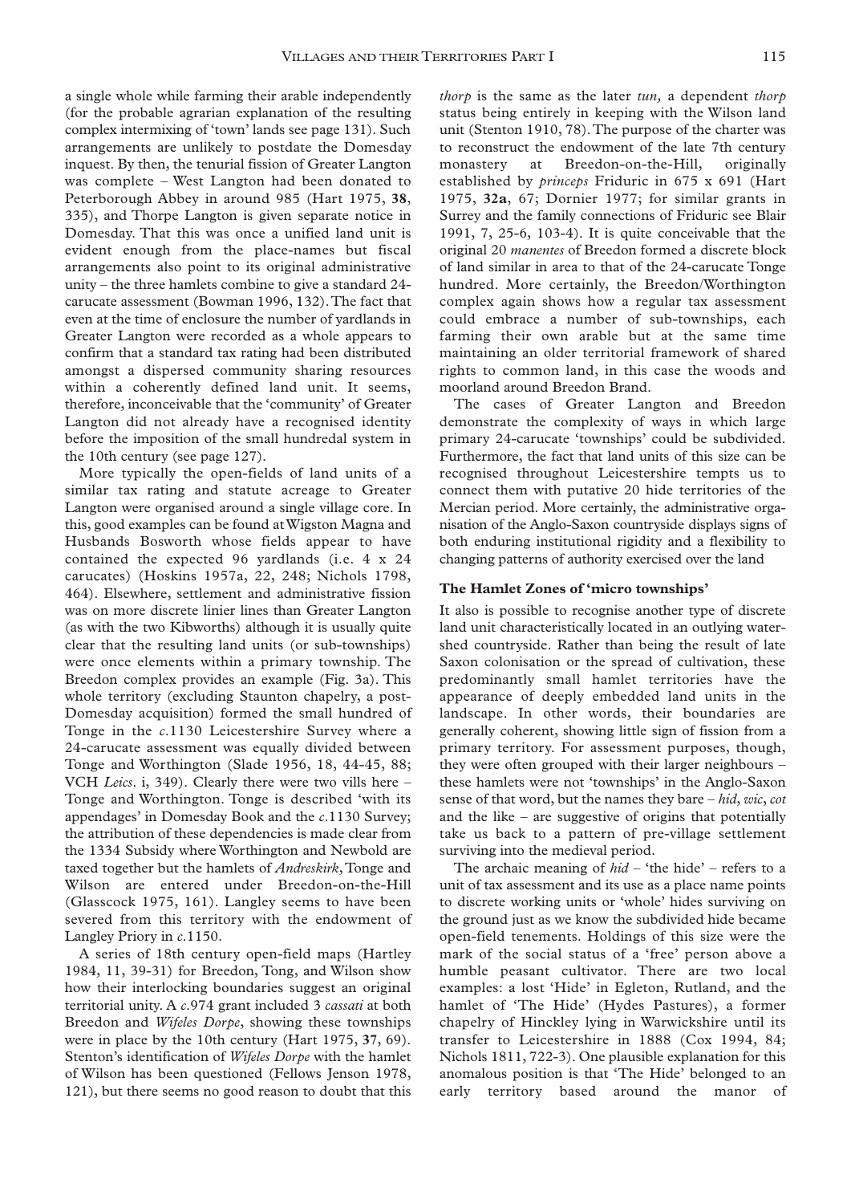a single whole while farming their arable independently (for the probable agrarian explanation of the resulting complex intermixing of 'town' lands see page 131). Such arrangements are unlikely to postdate the Domesday inquest. By then, the tenurial fission of Greater Langton was complete – West Langton had been donated to Peterborough Abbey in around 985 (Hart 1975, **38**, 335), and Thorpe Langton is given separate notice in Domesday. That this was once a unified land unit is evident enough from the place-names but fiscal arrangements also point to its original administrative unity – the three hamlets combine to give a standard 24-carucate assessment (Bowman 1996, 132). The fact that even at the time of enclosure the number of yardlands in Greater Langton were recorded as a whole appears to confirm that a standard tax rating had been distributed amongst a dispersed community sharing resources within a coherently defined land unit. It seems, therefore, inconceivable that the 'community' of Greater Langton did not already have a recognised identity before the imposition of the small hundredal system in the 10th century (see page 127).

More typically the open-fields of land units of a similar tax rating and statute acreage to Greater Langton were organised around a single village core. In this, good examples can be found at Wigston Magna and Husbands Bosworth whose fields appear to have contained the expected 96 yardlands (i.e. 4 x 24 carucates) (Hoskins 1957a, 22, 248; Nichols 1798, 464). Elsewhere, settlement and administrative fission was on more discrete linier lines than Greater Langton (as with the two Kibworths) although it is usually quite clear that the resulting land units (or sub-townships) were once elements within a primary township. The Breedon complex provides an example (Fig. 3a). This whole territory (excluding Staunton chapelry, a post-Domesday acquisition) formed the small hundred of Tonge in the *c*.1130 Leicestershire Survey where a 24-carucate assessment was equally divided between Tonge and Worthington (Slade 1956, 18, 44-45, 88; VCH *Leics*. i, 349). Clearly there were two vills here – Tonge and Worthington. Tonge is described 'with its appendages' in Domesday Book and the *c*.1130 Survey; the attribution of these dependencies is made clear from the 1334 Subsidy where Worthington and Newbold are taxed together but the hamlets of *Andreskirk*, Tonge and Wilson are entered under Breedon-on-the-Hill (Glasscock 1975, 161). Langley seems to have been severed from this territory with the endowment of Langley Priory in *c*.1150.

A series of 18th century open-field maps (Hartley 1984, 11, 39-31) for Breedon, Tong, and Wilson show how their interlocking boundaries suggest an original territorial unity. A *c*.974 grant included 3 *cassati* at both Breedon and *Wifeles Dorpe*, showing these townships were in place by the 10th century (Hart 1975, **37**, 69). Stenton's identification of *Wifeles Dorpe* with the hamlet of Wilson has been questioned (Fellows Jenson 1978, 121), but there seems no good reason to doubt that this *thorp* is the same as the later *tun*, a dependent *thorp* status being entirely in keeping with the Wilson land unit (Stenton 1910, 78). The purpose of the charter was to reconstruct the endowment of the late 7th century monastery at Breedon-on-the-Hill, originally established by *princeps* Friduric in 675 x 691 (Hart 1975, **32a**, 67; Dornier 1977; for similar grants in Surrey and the family connections of Friduric see Blair 1991, 7, 25-6, 103-4). It is quite conceivable that the original 20 *manentes* of Breedon formed a discrete block of land similar in area to that of the 24-carucate Tonge hundred. More certainly, the Breedon/Worthington complex again shows how a regular tax assessment could embrace a number of sub-townships, each farming their own arable but at the same time maintaining an older territorial framework of shared rights to common land, in this case the woods and moorland around Breedon Brand.

The cases of Greater Langton and Breedon demonstrate the complexity of ways in which large primary 24-carucate 'townships' could be subdivided. Furthermore, the fact that land units of this size can be recognised throughout Leicestershire tempts us to connect them with putative 20 hide territories of the Mercian period. More certainly, the administrative organisation of the Anglo-Saxon countryside displays signs of both enduring institutional rigidity and a flexibility to changing patterns of authority exercised over the land

### The Hamlet Zones of 'micro townships'

It also is possible to recognise another type of discrete land unit characteristically located in an outlying watershed countryside. Rather than being the result of late Saxon colonisation or the spread of cultivation, these predominantly small hamlet territories have the appearance of deeply embedded land units in the landscape. In other words, their boundaries are generally coherent, showing little sign of fission from a primary territory. For assessment purposes, though, they were often grouped with their larger neighbours – these hamlets were not 'townships' in the Anglo-Saxon sense of that word, but the names they bare – *hid*, *wic*, *cot* and the like – are suggestive of origins that potentially take us back to a pattern of pre-village settlement surviving into the medieval period.

The archaic meaning of *hid* – 'the hide' – refers to a unit of tax assessment and its use as a place name points to discrete working units or 'whole' hides surviving on the ground just as we know the subdivided hide became open-field tenements. Holdings of this size were the mark of the social status of a 'free' person above a humble peasant cultivator. There are two local examples: a lost 'Hide' in Egleton, Rutland, and the hamlet of 'The Hide' (Hydes Pastures), a former chapelry of Hinckley lying in Warwickshire until its transfer to Leicestershire in 1888 (Cox 1994, 84; Nichols 1811, 722-3). One plausible explanation for this anomalous position is that 'The Hide' belonged to an early territory based around the manor of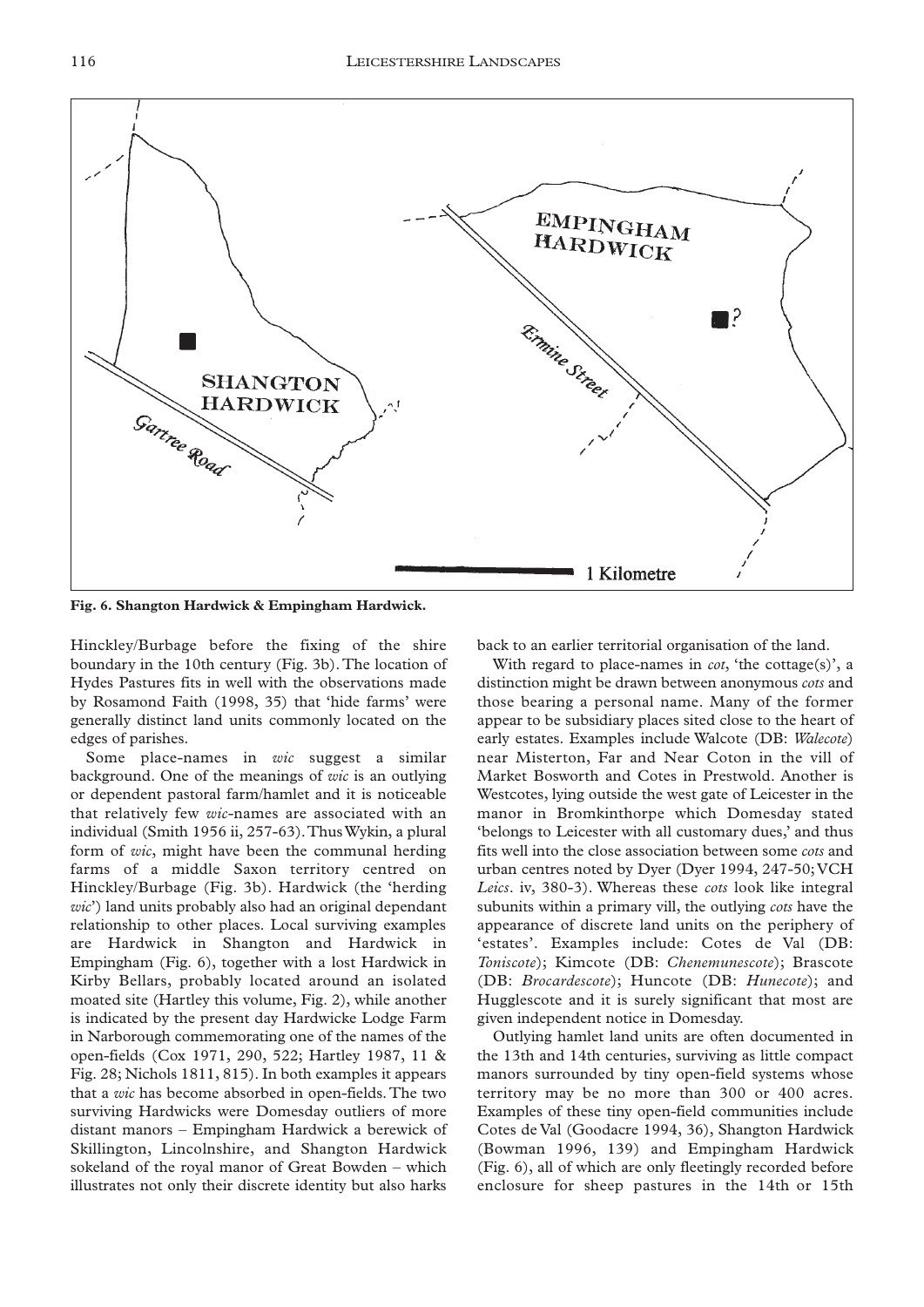**Fig. 6. Shangton Hardwick & Empingham Hardwick.**

Hinckley/Burbage before the fixing of the shire boundary in the 10th century (Fig. 3b). The location of Hydes Pastures fits in well with the observations made by Rosamond Faith (1998, 35) that 'hide farms' were generally distinct land units commonly located on the edges of parishes.

Some place-names in *wic* suggest a similar background. One of the meanings of *wic* is an outlying or dependent pastoral farm/hamlet and it is noticeable that relatively few *wic*-names are associated with an individual (Smith 1956 ii, 257-63). Thus Wykin, a plural form of *wic*, might have been the communal herding farms of a middle Saxon territory centred on Hinckley/Burbage (Fig. 3b). Hardwick (the 'herding *wic*') land units probably also had an original dependant relationship to other places. Local surviving examples are Hardwick in Shangton and Hardwick in Empingham (Fig. 6), together with a lost Hardwick in Kirby Bellars, probably located around an isolated moated site (Hartley this volume, Fig. 2), while another is indicated by the present day Hardwicke Lodge Farm in Narborough commemorating one of the names of the open-fields (Cox 1971, 290, 522; Hartley 1987, 11 & Fig. 28; Nichols 1811, 815). In both examples it appears that a *wic* has become absorbed in open-fields. The two surviving Hardwicks were Domesday outliers of more distant manors – Empingham Hardwick a berewick of Skillington, Lincolnshire, and Shangton Hardwick sokeland of the royal manor of Great Bowden – which illustrates not only their discrete identity but also harks back to an earlier territorial organisation of the land.

With regard to place-names in *cot*, 'the cottage(s)', a distinction might be drawn between anonymous *cots* and those bearing a personal name. Many of the former appear to be subsidiary places sited close to the heart of early estates. Examples include Walcote (DB: *Walecote*) near Misterton, Far and Near Coton in the vill of Market Bosworth and Cotes in Prestwold. Another is Westcotes, lying outside the west gate of Leicester in the manor in Bromkinthorpe which Domesday stated 'belongs to Leicester with all customary dues,' and thus fits well into the close association between some *cots* and urban centres noted by Dyer (Dyer 1994, 247-50; VCH *Leics*. iv, 380-3). Whereas these *cots* look like integral subunits within a primary vill, the outlying *cots* have the appearance of discrete land units on the periphery of 'estates'. Examples include: Cotes de Val (DB: *Toniscote*); Kimcote (DB: *Chenemunescote*); Brascote (DB: *Brocardescote*); Huncote (DB: *Hunecote*); and Hugglescote and it is surely significant that most are given independent notice in Domesday.

Outlying hamlet land units are often documented in the 13th and 14th centuries, surviving as little compact manors surrounded by tiny open-field systems whose territory may be no more than 300 or 400 acres. Examples of these tiny open-field communities include Cotes de Val (Goodacre 1994, 36), Shangton Hardwick (Bowman 1996, 139) and Empingham Hardwick (Fig. 6), all of which are only fleetingly recorded before enclosure for sheep pastures in the 14th or 15th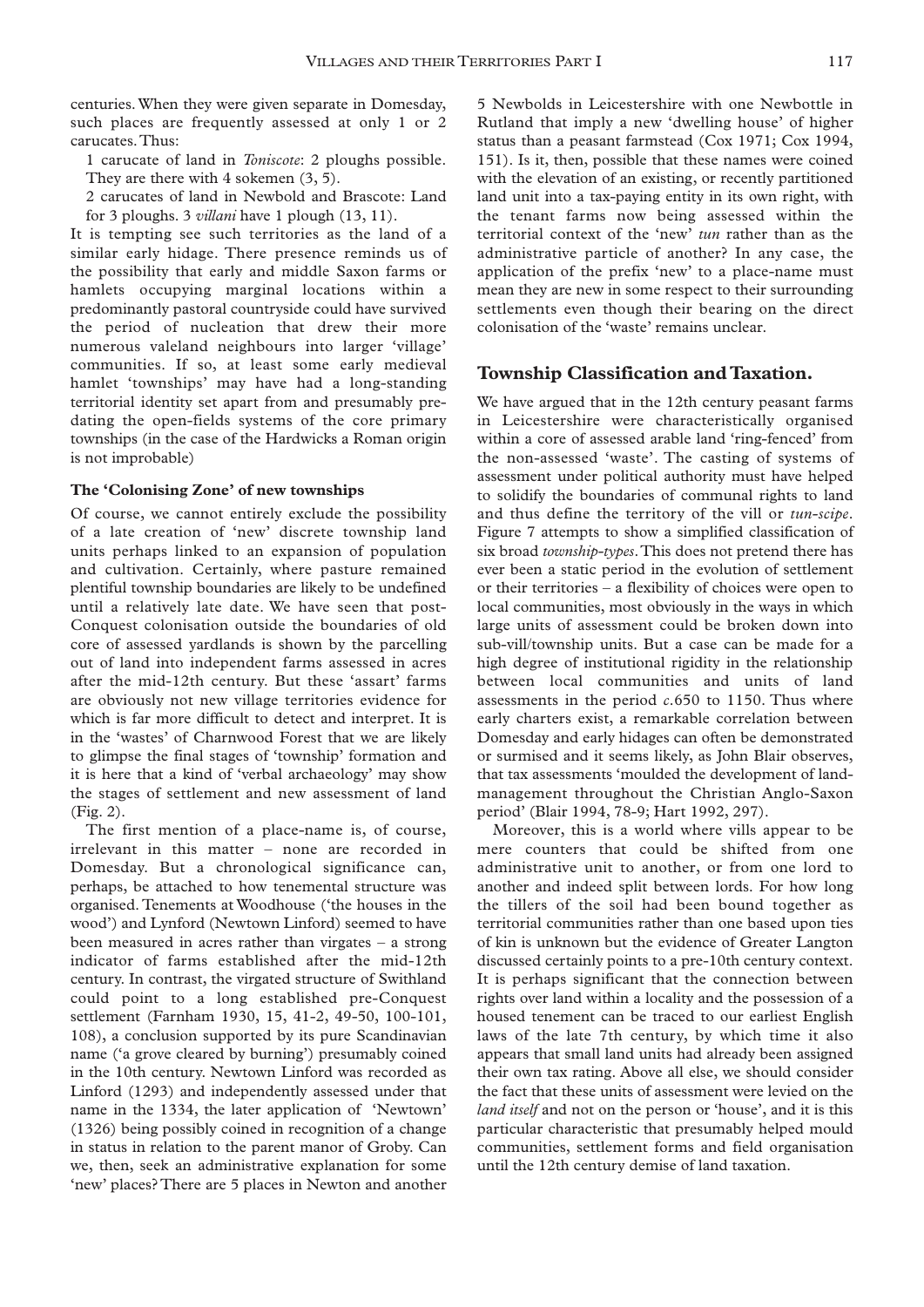centuries. When they were given separate in Domesday, such places are frequently assessed at only 1 or 2 carucates. Thus:

1 carucate of land in *Toniscote*: 2 ploughs possible. They are there with 4 sokemen (3, 5).

2 carucates of land in Newbold and Brascote: Land for 3 ploughs. 3 *villani* have 1 plough (13, 11).

It is tempting see such territories as the land of a similar early hidage. There presence reminds us of the possibility that early and middle Saxon farms or hamlets occupying marginal locations within a predominantly pastoral countryside could have survived the period of nucleation that drew their more numerous valeland neighbours into larger 'village' communities. If so, at least some early medieval hamlet 'townships' may have had a long-standing territorial identity set apart from and presumably pre-dating the open-fields systems of the core primary townships (in the case of the Hardwicks a Roman origin is not improbable)

### The 'Colonising Zone' of new townships

Of course, we cannot entirely exclude the possibility of a late creation of 'new' discrete township land units perhaps linked to an expansion of population and cultivation. Certainly, where pasture remained plentiful township boundaries are likely to be undefined until a relatively late date. We have seen that post-Conquest colonisation outside the boundaries of old core of assessed yardlands is shown by the parcelling out of land into independent farms assessed in acres after the mid-12th century. But these 'assart' farms are obviously not new village territories evidence for which is far more difficult to detect and interpret. It is in the 'wastes' of Charnwood Forest that we are likely to glimpse the final stages of 'township' formation and it is here that a kind of 'verbal archaeology' may show the stages of settlement and new assessment of land (Fig. 2).

The first mention of a place-name is, of course, irrelevant in this matter – none are recorded in Domesday. But a chronological significance can, perhaps, be attached to how tenemental structure was organised. Tenements at Woodhouse ('the houses in the wood') and Lynford (Newtown Linford) seemed to have been measured in acres rather than virgates – a strong indicator of farms established after the mid-12th century. In contrast, the virgated structure of Swithland could point to a long established pre-Conquest settlement (Farnham 1930, 15, 41-2, 49-50, 100-101, 108), a conclusion supported by its pure Scandinavian name ('a grove cleared by burning') presumably coined in the 10th century. Newtown Linford was recorded as Linford (1293) and independently assessed under that name in the 1334, the later application of 'Newtown' (1326) being possibly coined in recognition of a change in status in relation to the parent manor of Groby. Can we, then, seek an administrative explanation for some 'new' places? There are 5 places in Newton and another 5 Newbolds in Leicestershire with one Newbottle in Rutland that imply a new 'dwelling house' of higher status than a peasant farmstead (Cox 1971; Cox 1994, 151). Is it, then, possible that these names were coined with the elevation of an existing, or recently partitioned land unit into a tax-paying entity in its own right, with the tenant farms now being assessed within the territorial context of the 'new' *tun* rather than as the administrative particle of another? In any case, the application of the prefix 'new' to a place-name must mean they are new in some respect to their surrounding settlements even though their bearing on the direct colonisation of the 'waste' remains unclear.

## Township Classification and Taxation.

We have argued that in the 12th century peasant farms in Leicestershire were characteristically organised within a core of assessed arable land 'ring-fenced' from the non-assessed 'waste'. The casting of systems of assessment under political authority must have helped to solidify the boundaries of communal rights to land and thus define the territory of the vill or *tun-scipe*. Figure 7 attempts to show a simplified classification of six broad *township-types*. This does not pretend there has ever been a static period in the evolution of settlement or their territories – a flexibility of choices were open to local communities, most obviously in the ways in which large units of assessment could be broken down into sub-vill/township units. But a case can be made for a high degree of institutional rigidity in the relationship between local communities and units of land assessments in the period *c*.650 to 1150. Thus where early charters exist, a remarkable correlation between Domesday and early hidages can often be demonstrated or surmised and it seems likely, as John Blair observes, that tax assessments 'moulded the development of land-management throughout the Christian Anglo-Saxon period' (Blair 1994, 78-9; Hart 1992, 297).

Moreover, this is a world where vills appear to be mere counters that could be shifted from one administrative unit to another, or from one lord to another and indeed split between lords. For how long the tillers of the soil had been bound together as territorial communities rather than one based upon ties of kin is unknown but the evidence of Greater Langton discussed certainly points to a pre-10th century context. It is perhaps significant that the connection between rights over land within a locality and the possession of a housed tenement can be traced to our earliest English laws of the late 7th century, by which time it also appears that small land units had already been assigned their own tax rating. Above all else, we should consider the fact that these units of assessment were levied on the *land itself* and not on the person or 'house', and it is this particular characteristic that presumably helped mould communities, settlement forms and field organisation until the 12th century demise of land taxation.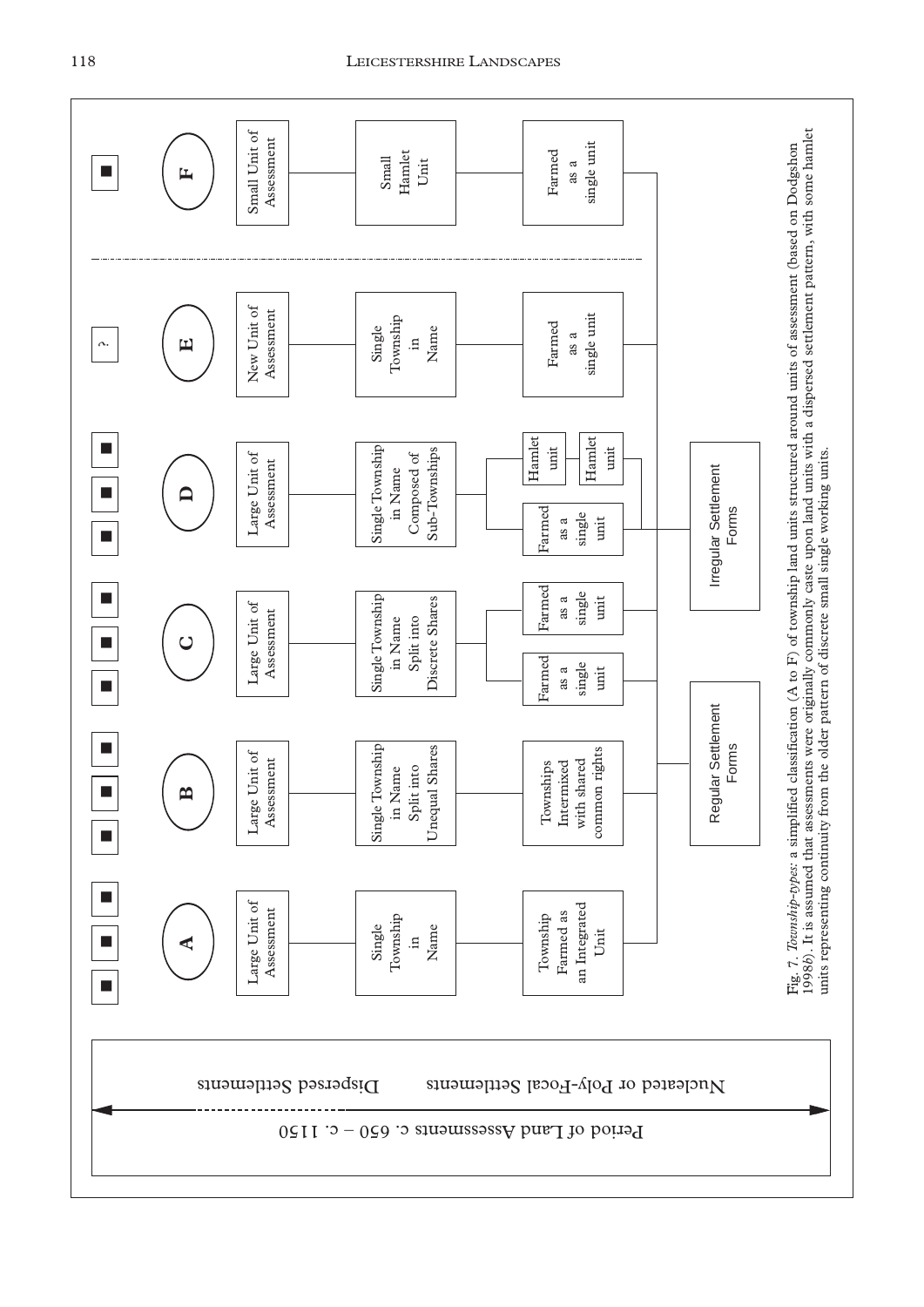Period of Land Assessments c. 650 – c. 1150

Nucleated or Poly-Focal Settlements — Dispersed Settlements

| A | B | C | D | E | F |
|---|---|---|---|---|---|
| ■ ■ ■ | ■ ■ ■ | ■ ■ ■ | ■ ■ ■ | ? | ■ |
| Large Unit of Assessment | Large Unit of Assessment | Large Unit of Assessment | Large Unit of Assessment | New Unit of Assessment | Small Unit of Assessment |
| Single Township in Name | Single Township in Name Split into Unequal Shares | Single Township in Name Split into Discrete Shares | Single Township in Name Composed of Sub-Townships | Single Township in Name | Small Hamlet Unit |
| Township Farmed as an Integrated Unit | Townships Intermixed with shared common rights | Farmed as a single unit; Farmed as a single unit | Farmed as a single unit; Hamlet unit; Hamlet unit | Farmed as a single unit | Farmed as a single unit |

Regular Settlement Forms

Irregular Settlement Forms

Fig. 7. *Township-types*: a simplified classification (A to F) of township land units structured around units of assessment (based on Dodgshon 1998*b*). It is assumed that assessments were originally commonly caste upon land units with a dispersed settlement pattern, with some hamlet units representing continuity from the older pattern of discrete small single working units.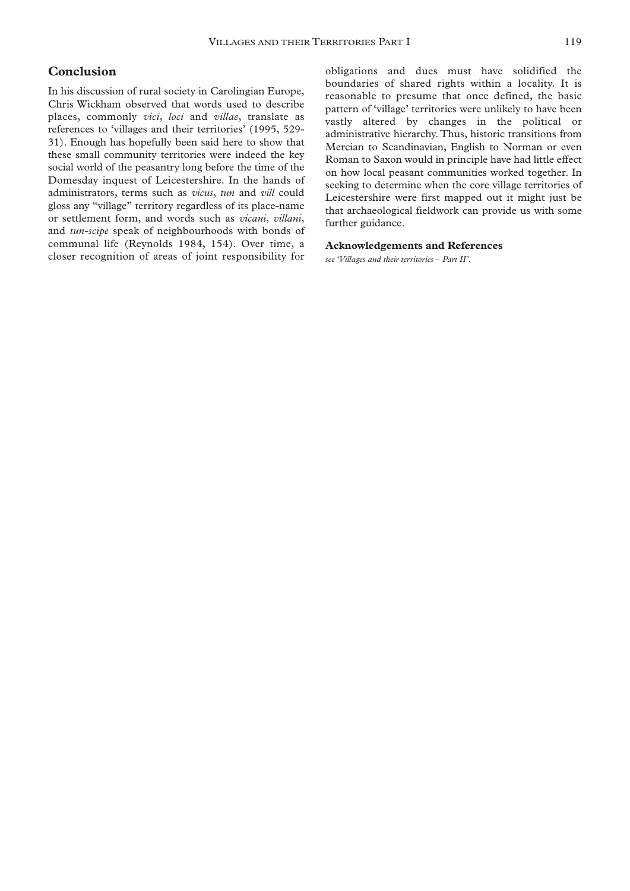## Conclusion

In his discussion of rural society in Carolingian Europe, Chris Wickham observed that words used to describe places, commonly *vici*, *loci* and *villae*, translate as references to 'villages and their territories' (1995, 529-31). Enough has hopefully been said here to show that these small community territories were indeed the key social world of the peasantry long before the time of the Domesday inquest of Leicestershire. In the hands of administrators, terms such as *vicus*, *tun* and *vill* could gloss any "village" territory regardless of its place-name or settlement form, and words such as *vicani*, *villani*, and *tun-scipe* speak of neighbourhoods with bonds of communal life (Reynolds 1984, 154). Over time, a closer recognition of areas of joint responsibility for obligations and dues must have solidified the boundaries of shared rights within a locality. It is reasonable to presume that once defined, the basic pattern of 'village' territories were unlikely to have been vastly altered by changes in the political or administrative hierarchy. Thus, historic transitions from Mercian to Scandinavian, English to Norman or even Roman to Saxon would in principle have had little effect on how local peasant communities worked together. In seeking to determine when the core village territories of Leicestershire were first mapped out it might just be that archaeological fieldwork can provide us with some further guidance.

### Acknowledgements and References

*see 'Villages and their territories – Part II'.*